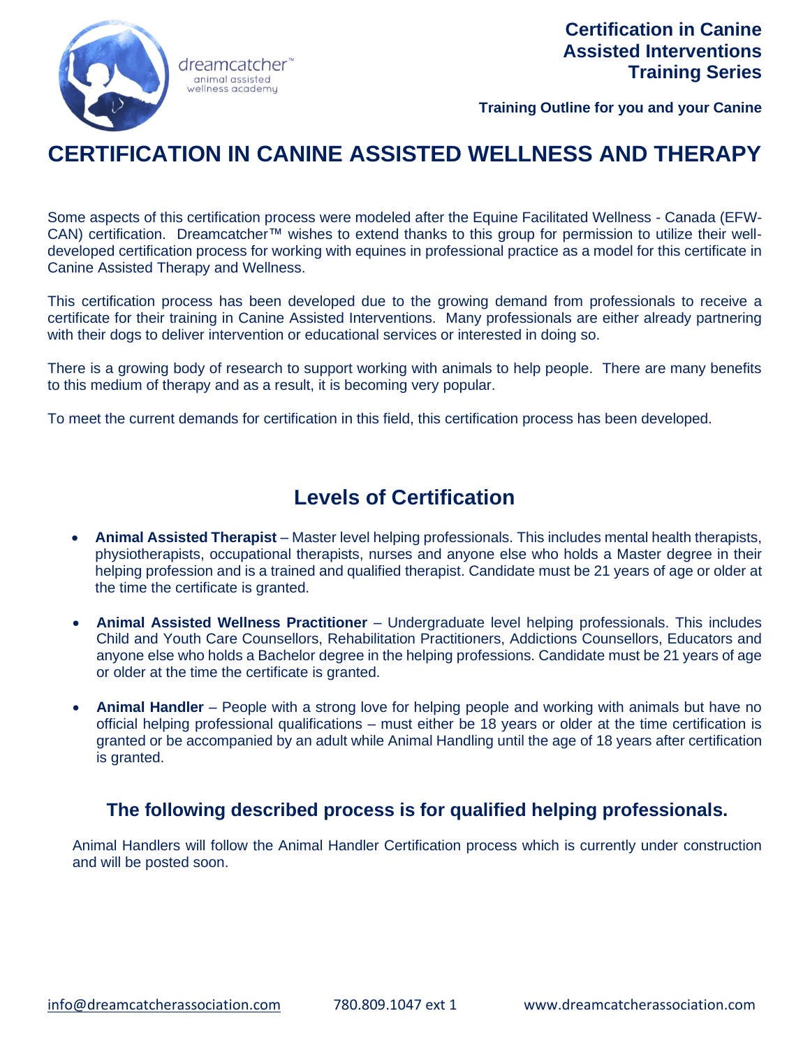dreamcatcher™
animal assisted
wellness academy

**Certification in Canine Assisted Interventions Training Series**

**Training Outline for you and your Canine**

# CERTIFICATION IN CANINE ASSISTED WELLNESS AND THERAPY

Some aspects of this certification process were modeled after the Equine Facilitated Wellness - Canada (EFW-CAN) certification. Dreamcatcher™ wishes to extend thanks to this group for permission to utilize their well-developed certification process for working with equines in professional practice as a model for this certificate in Canine Assisted Therapy and Wellness.

This certification process has been developed due to the growing demand from professionals to receive a certificate for their training in Canine Assisted Interventions. Many professionals are either already partnering with their dogs to deliver intervention or educational services or interested in doing so.

There is a growing body of research to support working with animals to help people. There are many benefits to this medium of therapy and as a result, it is becoming very popular.

To meet the current demands for certification in this field, this certification process has been developed.

## Levels of Certification

- **Animal Assisted Therapist** – Master level helping professionals. This includes mental health therapists, physiotherapists, occupational therapists, nurses and anyone else who holds a Master degree in their helping profession and is a trained and qualified therapist. Candidate must be 21 years of age or older at the time the certificate is granted.
- **Animal Assisted Wellness Practitioner** – Undergraduate level helping professionals. This includes Child and Youth Care Counsellors, Rehabilitation Practitioners, Addictions Counsellors, Educators and anyone else who holds a Bachelor degree in the helping professions. Candidate must be 21 years of age or older at the time the certificate is granted.
- **Animal Handler** – People with a strong love for helping people and working with animals but have no official helping professional qualifications – must either be 18 years or older at the time certification is granted or be accompanied by an adult while Animal Handling until the age of 18 years after certification is granted.

### The following described process is for qualified helping professionals.

Animal Handlers will follow the Animal Handler Certification process which is currently under construction and will be posted soon.

info@dreamcatcherassociation.com 780.809.1047 ext 1 www.dreamcatcherassociation.com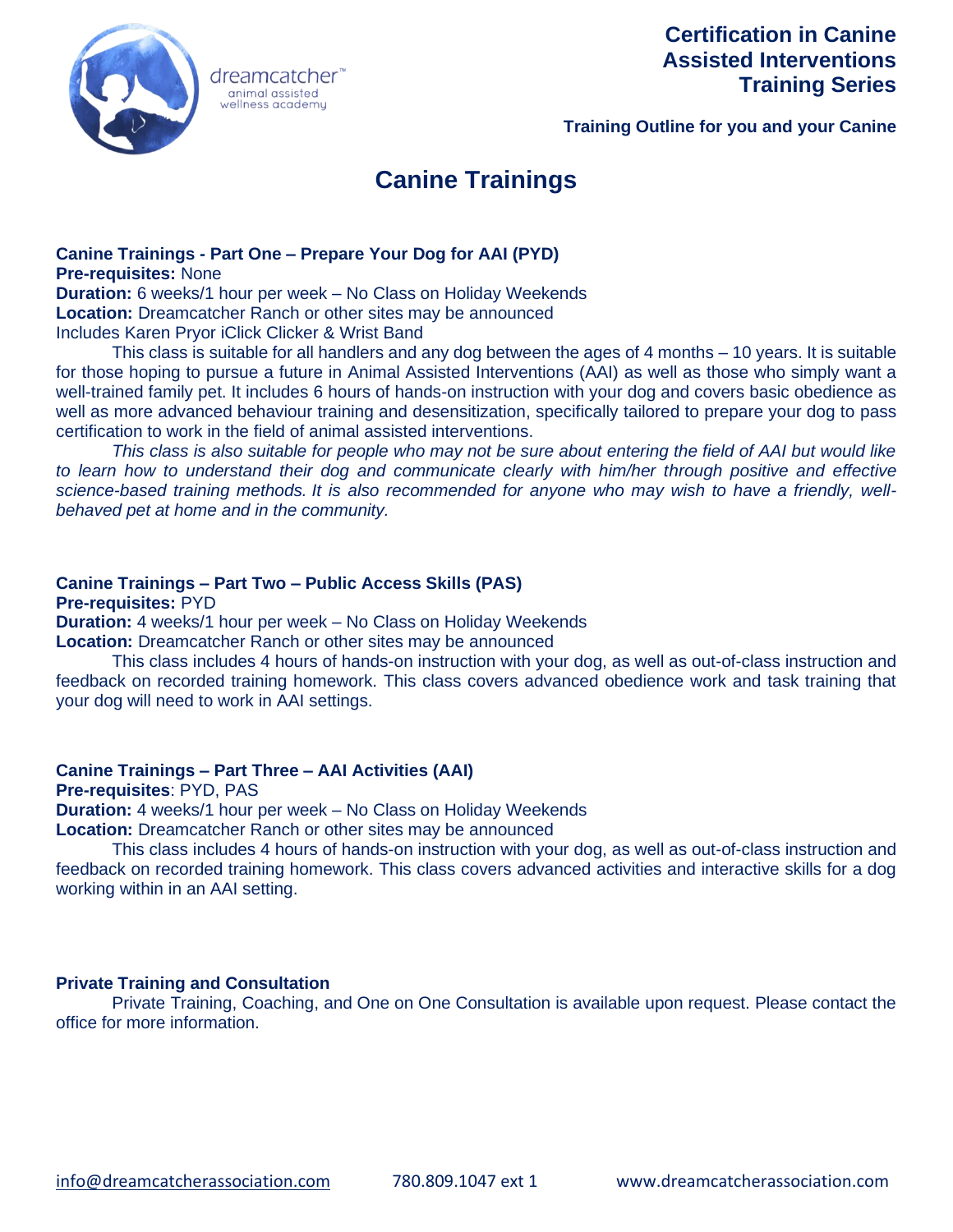**Certification in Canine Assisted Interventions Training Series**

**Training Outline for you and your Canine**

# Canine Trainings

### Canine Trainings - Part One – Prepare Your Dog for AAI (PYD)

**Pre-requisites:** None
**Duration:** 6 weeks/1 hour per week – No Class on Holiday Weekends
**Location:** Dreamcatcher Ranch or other sites may be announced
Includes Karen Pryor iClick Clicker & Wrist Band

This class is suitable for all handlers and any dog between the ages of 4 months – 10 years. It is suitable for those hoping to pursue a future in Animal Assisted Interventions (AAI) as well as those who simply want a well-trained family pet. It includes 6 hours of hands-on instruction with your dog and covers basic obedience as well as more advanced behaviour training and desensitization, specifically tailored to prepare your dog to pass certification to work in the field of animal assisted interventions.

*This class is also suitable for people who may not be sure about entering the field of AAI but would like to learn how to understand their dog and communicate clearly with him/her through positive and effective science-based training methods. It is also recommended for anyone who may wish to have a friendly, well-behaved pet at home and in the community.*

### Canine Trainings – Part Two – Public Access Skills (PAS)

**Pre-requisites:** PYD
**Duration:** 4 weeks/1 hour per week – No Class on Holiday Weekends
**Location:** Dreamcatcher Ranch or other sites may be announced

This class includes 4 hours of hands-on instruction with your dog, as well as out-of-class instruction and feedback on recorded training homework. This class covers advanced obedience work and task training that your dog will need to work in AAI settings.

### Canine Trainings – Part Three – AAI Activities (AAI)

**Pre-requisites**: PYD, PAS
**Duration:** 4 weeks/1 hour per week – No Class on Holiday Weekends
**Location:** Dreamcatcher Ranch or other sites may be announced

This class includes 4 hours of hands-on instruction with your dog, as well as out-of-class instruction and feedback on recorded training homework. This class covers advanced activities and interactive skills for a dog working within in an AAI setting.

### Private Training and Consultation

Private Training, Coaching, and One on One Consultation is available upon request. Please contact the office for more information.

info@dreamcatcherassociation.com 780.809.1047 ext 1 www.dreamcatcherassociation.com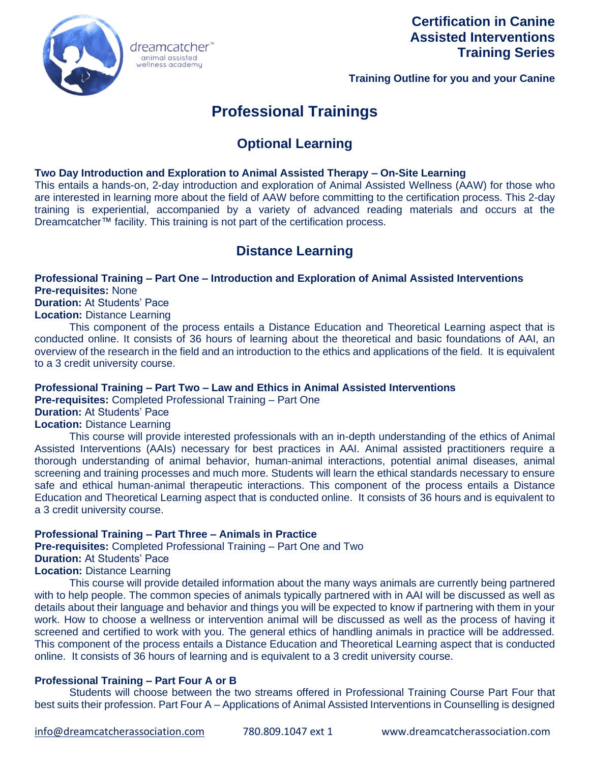# Professional Trainings

## Optional Learning

**Two Day Introduction and Exploration to Animal Assisted Therapy – On-Site Learning**
This entails a hands-on, 2-day introduction and exploration of Animal Assisted Wellness (AAW) for those who are interested in learning more about the field of AAW before committing to the certification process. This 2-day training is experiential, accompanied by a variety of advanced reading materials and occurs at the Dreamcatcher™ facility. This training is not part of the certification process.

## Distance Learning

**Professional Training – Part One – Introduction and Exploration of Animal Assisted Interventions**
**Pre-requisites:** None
**Duration:** At Students' Pace
**Location:** Distance Learning

This component of the process entails a Distance Education and Theoretical Learning aspect that is conducted online. It consists of 36 hours of learning about the theoretical and basic foundations of AAI, an overview of the research in the field and an introduction to the ethics and applications of the field. It is equivalent to a 3 credit university course.

**Professional Training – Part Two – Law and Ethics in Animal Assisted Interventions**
**Pre-requisites:** Completed Professional Training – Part One
**Duration:** At Students' Pace
**Location:** Distance Learning

This course will provide interested professionals with an in-depth understanding of the ethics of Animal Assisted Interventions (AAIs) necessary for best practices in AAI. Animal assisted practitioners require a thorough understanding of animal behavior, human-animal interactions, potential animal diseases, animal screening and training processes and much more. Students will learn the ethical standards necessary to ensure safe and ethical human-animal therapeutic interactions. This component of the process entails a Distance Education and Theoretical Learning aspect that is conducted online. It consists of 36 hours and is equivalent to a 3 credit university course.

**Professional Training – Part Three – Animals in Practice**
**Pre-requisites:** Completed Professional Training – Part One and Two
**Duration:** At Students' Pace
**Location:** Distance Learning

This course will provide detailed information about the many ways animals are currently being partnered with to help people. The common species of animals typically partnered with in AAI will be discussed as well as details about their language and behavior and things you will be expected to know if partnering with them in your work. How to choose a wellness or intervention animal will be discussed as well as the process of having it screened and certified to work with you. The general ethics of handling animals in practice will be addressed. This component of the process entails a Distance Education and Theoretical Learning aspect that is conducted online. It consists of 36 hours of learning and is equivalent to a 3 credit university course.

**Professional Training – Part Four A or B**

Students will choose between the two streams offered in Professional Training Course Part Four that best suits their profession. Part Four A – Applications of Animal Assisted Interventions in Counselling is designed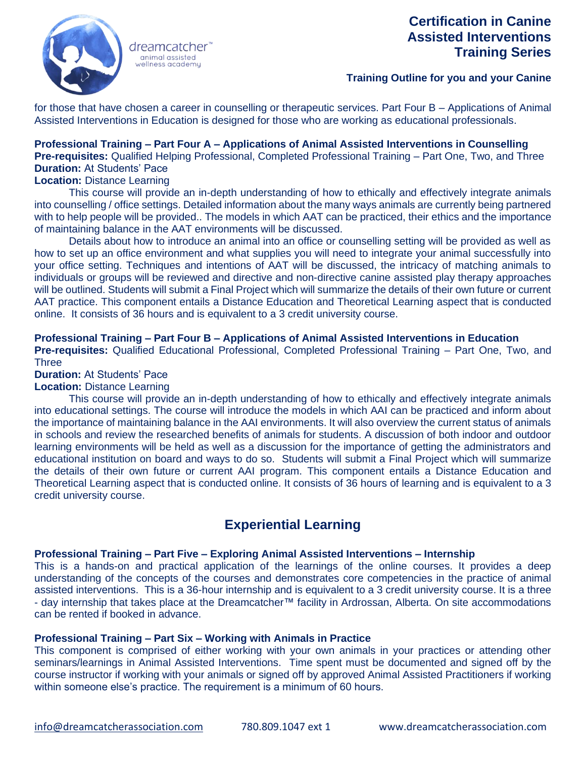for those that have chosen a career in counselling or therapeutic services. Part Four B – Applications of Animal Assisted Interventions in Education is designed for those who are working as educational professionals.

**Professional Training – Part Four A – Applications of Animal Assisted Interventions in Counselling**
**Pre-requisites:** Qualified Helping Professional, Completed Professional Training – Part One, Two, and Three
**Duration:** At Students' Pace
**Location:** Distance Learning

This course will provide an in-depth understanding of how to ethically and effectively integrate animals into counselling / office settings. Detailed information about the many ways animals are currently being partnered with to help people will be provided.. The models in which AAT can be practiced, their ethics and the importance of maintaining balance in the AAT environments will be discussed.

Details about how to introduce an animal into an office or counselling setting will be provided as well as how to set up an office environment and what supplies you will need to integrate your animal successfully into your office setting. Techniques and intentions of AAT will be discussed, the intricacy of matching animals to individuals or groups will be reviewed and directive and non-directive canine assisted play therapy approaches will be outlined. Students will submit a Final Project which will summarize the details of their own future or current AAT practice. This component entails a Distance Education and Theoretical Learning aspect that is conducted online. It consists of 36 hours and is equivalent to a 3 credit university course.

**Professional Training – Part Four B – Applications of Animal Assisted Interventions in Education**
**Pre-requisites:** Qualified Educational Professional, Completed Professional Training – Part One, Two, and Three
**Duration:** At Students' Pace
**Location:** Distance Learning

This course will provide an in-depth understanding of how to ethically and effectively integrate animals into educational settings. The course will introduce the models in which AAI can be practiced and inform about the importance of maintaining balance in the AAI environments. It will also overview the current status of animals in schools and review the researched benefits of animals for students. A discussion of both indoor and outdoor learning environments will be held as well as a discussion for the importance of getting the administrators and educational institution on board and ways to do so. Students will submit a Final Project which will summarize the details of their own future or current AAI program. This component entails a Distance Education and Theoretical Learning aspect that is conducted online. It consists of 36 hours of learning and is equivalent to a 3 credit university course.

## Experiential Learning

**Professional Training – Part Five – Exploring Animal Assisted Interventions – Internship**
This is a hands-on and practical application of the learnings of the online courses. It provides a deep understanding of the concepts of the courses and demonstrates core competencies in the practice of animal assisted interventions. This is a 36-hour internship and is equivalent to a 3 credit university course. It is a three - day internship that takes place at the Dreamcatcher™ facility in Ardrossan, Alberta. On site accommodations can be rented if booked in advance.

**Professional Training – Part Six – Working with Animals in Practice**
This component is comprised of either working with your own animals in your practices or attending other seminars/learnings in Animal Assisted Interventions. Time spent must be documented and signed off by the course instructor if working with your animals or signed off by approved Animal Assisted Practitioners if working within someone else's practice. The requirement is a minimum of 60 hours.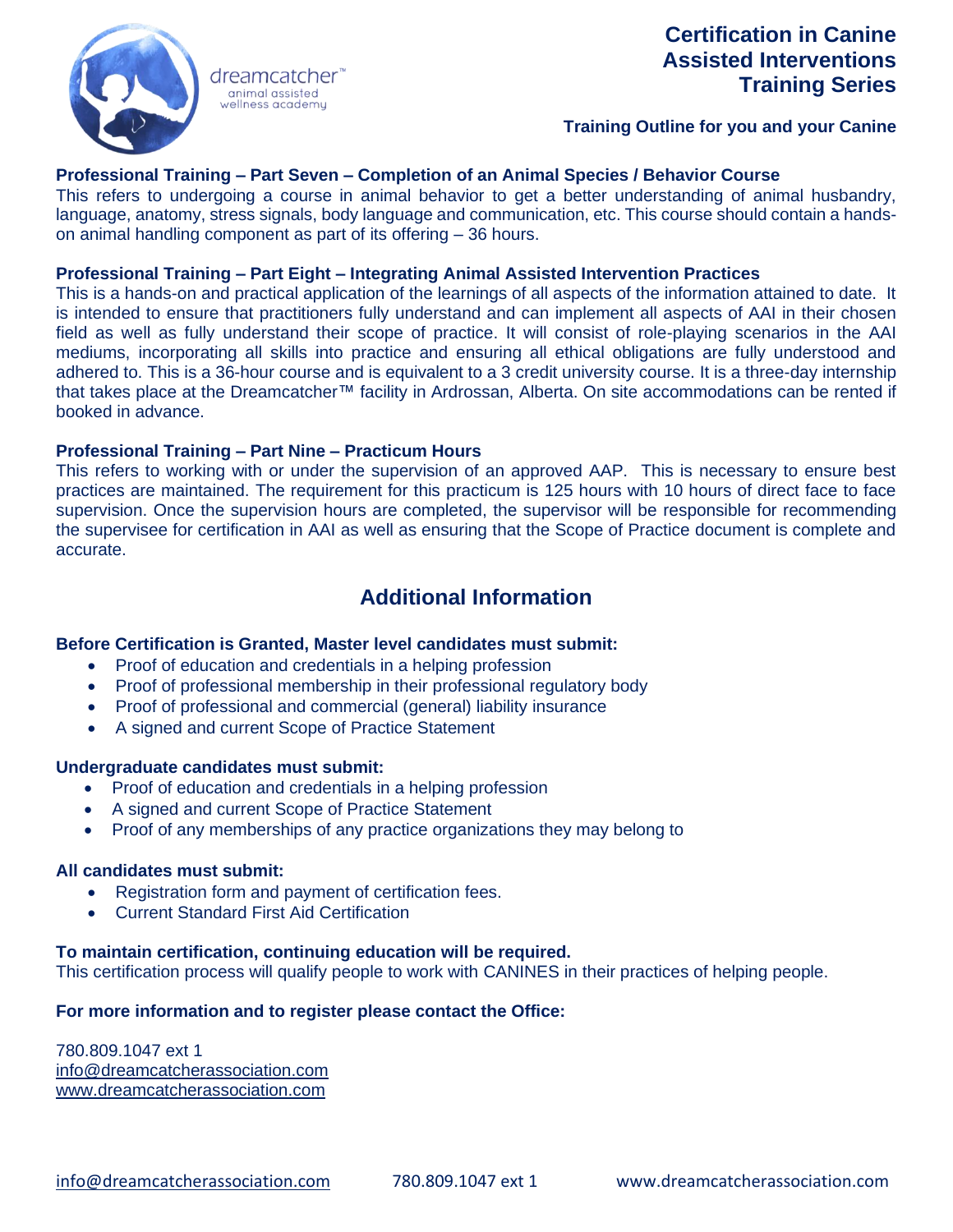**Professional Training – Part Seven – Completion of an Animal Species / Behavior Course**

This refers to undergoing a course in animal behavior to get a better understanding of animal husbandry, language, anatomy, stress signals, body language and communication, etc. This course should contain a hands-on animal handling component as part of its offering – 36 hours.

**Professional Training – Part Eight – Integrating Animal Assisted Intervention Practices**

This is a hands-on and practical application of the learnings of all aspects of the information attained to date. It is intended to ensure that practitioners fully understand and can implement all aspects of AAI in their chosen field as well as fully understand their scope of practice. It will consist of role-playing scenarios in the AAI mediums, incorporating all skills into practice and ensuring all ethical obligations are fully understood and adhered to. This is a 36-hour course and is equivalent to a 3 credit university course. It is a three-day internship that takes place at the Dreamcatcher™ facility in Ardrossan, Alberta. On site accommodations can be rented if booked in advance.

**Professional Training – Part Nine – Practicum Hours**

This refers to working with or under the supervision of an approved AAP. This is necessary to ensure best practices are maintained. The requirement for this practicum is 125 hours with 10 hours of direct face to face supervision. Once the supervision hours are completed, the supervisor will be responsible for recommending the supervisee for certification in AAI as well as ensuring that the Scope of Practice document is complete and accurate.

## Additional Information

**Before Certification is Granted, Master level candidates must submit:**

- Proof of education and credentials in a helping profession
- Proof of professional membership in their professional regulatory body
- Proof of professional and commercial (general) liability insurance
- A signed and current Scope of Practice Statement

**Undergraduate candidates must submit:**

- Proof of education and credentials in a helping profession
- A signed and current Scope of Practice Statement
- Proof of any memberships of any practice organizations they may belong to

**All candidates must submit:**

- Registration form and payment of certification fees.
- Current Standard First Aid Certification

**To maintain certification, continuing education will be required.**

This certification process will qualify people to work with CANINES in their practices of helping people.

**For more information and to register please contact the Office:**

780.809.1047 ext 1
info@dreamcatcherassociation.com
www.dreamcatcherassociation.com